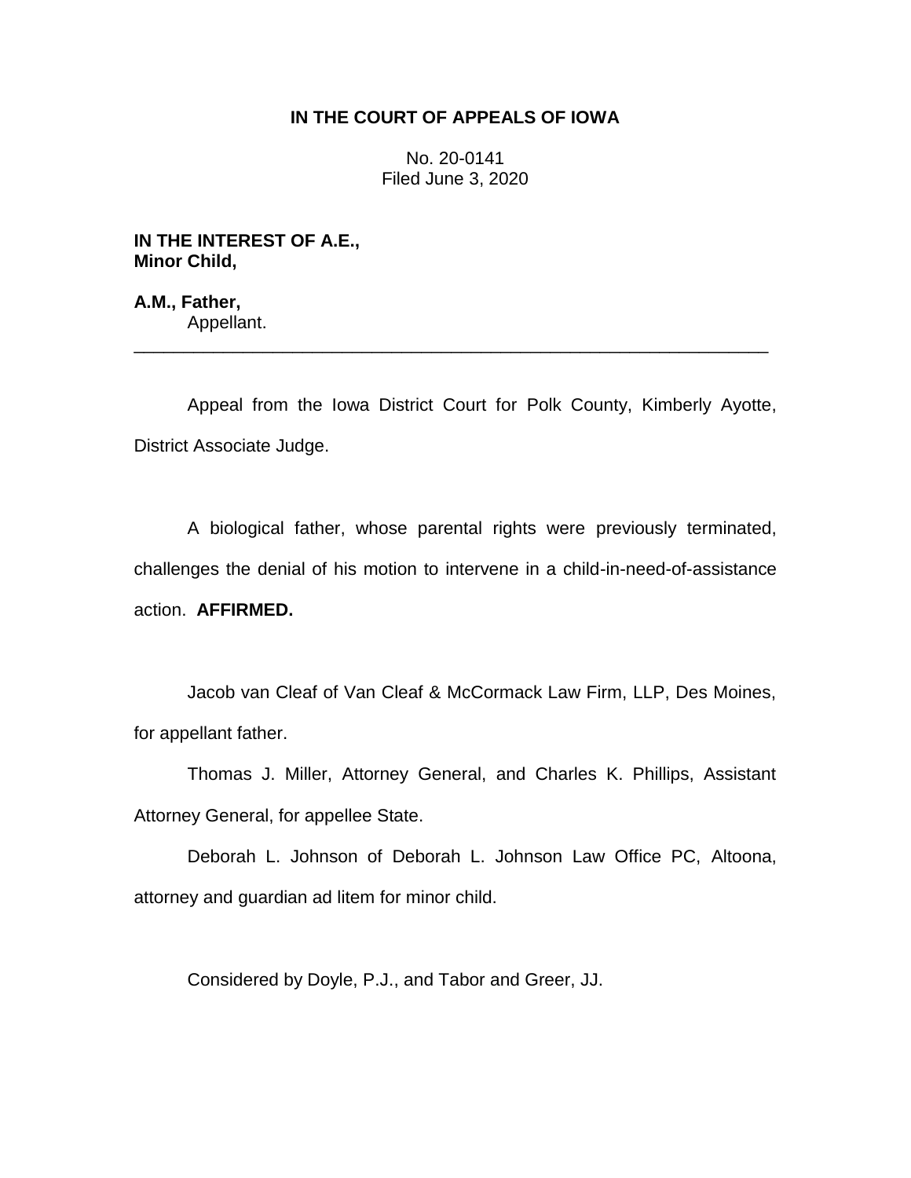**IN THE COURT OF APPEALS OF IOWA**

No. 20-0141
Filed June 3, 2020

**IN THE INTEREST OF A.E., Minor Child,**

**A.M., Father,**
Appellant.

---

Appeal from the Iowa District Court for Polk County, Kimberly Ayotte, District Associate Judge.

A biological father, whose parental rights were previously terminated, challenges the denial of his motion to intervene in a child-in-need-of-assistance action. **AFFIRMED.**

Jacob van Cleaf of Van Cleaf & McCormack Law Firm, LLP, Des Moines, for appellant father.

Thomas J. Miller, Attorney General, and Charles K. Phillips, Assistant Attorney General, for appellee State.

Deborah L. Johnson of Deborah L. Johnson Law Office PC, Altoona, attorney and guardian ad litem for minor child.

Considered by Doyle, P.J., and Tabor and Greer, JJ.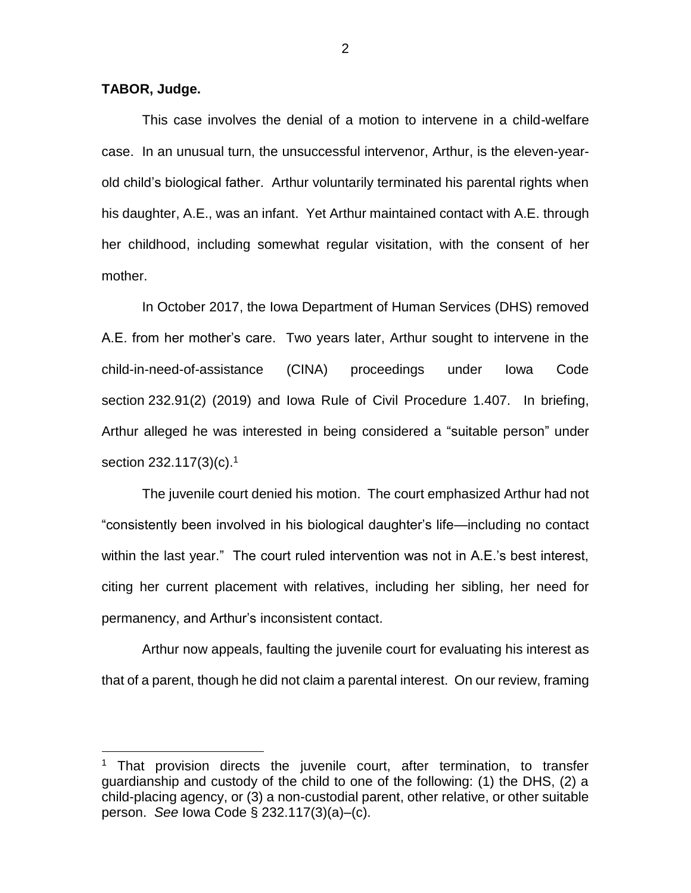**TABOR, Judge.**

This case involves the denial of a motion to intervene in a child-welfare case. In an unusual turn, the unsuccessful intervenor, Arthur, is the eleven-year-old child's biological father. Arthur voluntarily terminated his parental rights when his daughter, A.E., was an infant. Yet Arthur maintained contact with A.E. through her childhood, including somewhat regular visitation, with the consent of her mother.

In October 2017, the Iowa Department of Human Services (DHS) removed A.E. from her mother's care. Two years later, Arthur sought to intervene in the child-in-need-of-assistance (CINA) proceedings under Iowa Code section 232.91(2) (2019) and Iowa Rule of Civil Procedure 1.407. In briefing, Arthur alleged he was interested in being considered a "suitable person" under section 232.117(3)(c).[1]

The juvenile court denied his motion. The court emphasized Arthur had not "consistently been involved in his biological daughter's life—including no contact within the last year." The court ruled intervention was not in A.E.'s best interest, citing her current placement with relatives, including her sibling, her need for permanency, and Arthur's inconsistent contact.

Arthur now appeals, faulting the juvenile court for evaluating his interest as that of a parent, though he did not claim a parental interest. On our review, framing

[1] That provision directs the juvenile court, after termination, to transfer guardianship and custody of the child to one of the following: (1) the DHS, (2) a child-placing agency, or (3) a non-custodial parent, other relative, or other suitable person. *See* Iowa Code § 232.117(3)(a)–(c).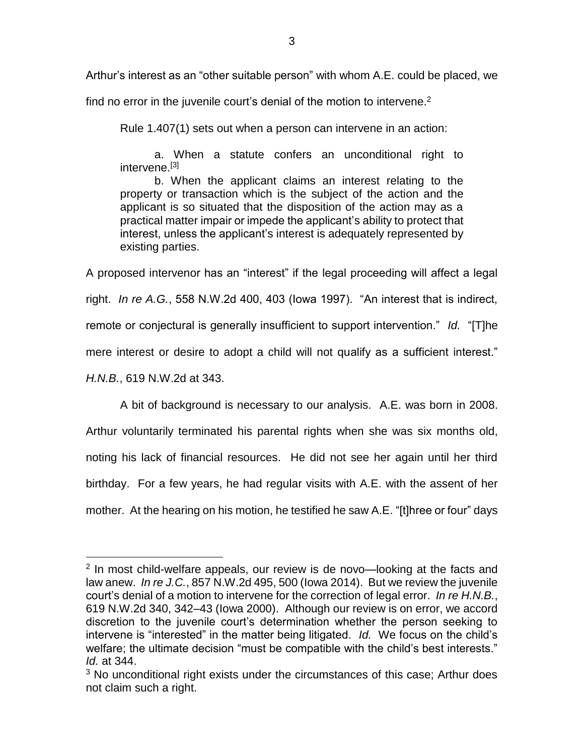Arthur's interest as an "other suitable person" with whom A.E. could be placed, we find no error in the juvenile court's denial of the motion to intervene.[2]

Rule 1.407(1) sets out when a person can intervene in an action:

> a. When a statute confers an unconditional right to intervene.[3]
>
> b. When the applicant claims an interest relating to the property or transaction which is the subject of the action and the applicant is so situated that the disposition of the action may as a practical matter impair or impede the applicant's ability to protect that interest, unless the applicant's interest is adequately represented by existing parties.

A proposed intervenor has an "interest" if the legal proceeding will affect a legal right. *In re A.G.*, 558 N.W.2d 400, 403 (Iowa 1997). "An interest that is indirect, remote or conjectural is generally insufficient to support intervention." *Id.* "[T]he mere interest or desire to adopt a child will not qualify as a sufficient interest." *H.N.B.*, 619 N.W.2d at 343.

A bit of background is necessary to our analysis. A.E. was born in 2008. Arthur voluntarily terminated his parental rights when she was six months old, noting his lack of financial resources. He did not see her again until her third birthday. For a few years, he had regular visits with A.E. with the assent of her mother. At the hearing on his motion, he testified he saw A.E. "[t]hree or four" days

---

[2] In most child-welfare appeals, our review is de novo—looking at the facts and law anew. *In re J.C.*, 857 N.W.2d 495, 500 (Iowa 2014). But we review the juvenile court's denial of a motion to intervene for the correction of legal error. *In re H.N.B.*, 619 N.W.2d 340, 342–43 (Iowa 2000). Although our review is on error, we accord discretion to the juvenile court's determination whether the person seeking to intervene is "interested" in the matter being litigated. *Id.* We focus on the child's welfare; the ultimate decision "must be compatible with the child's best interests." *Id.* at 344.

[3] No unconditional right exists under the circumstances of this case; Arthur does not claim such a right.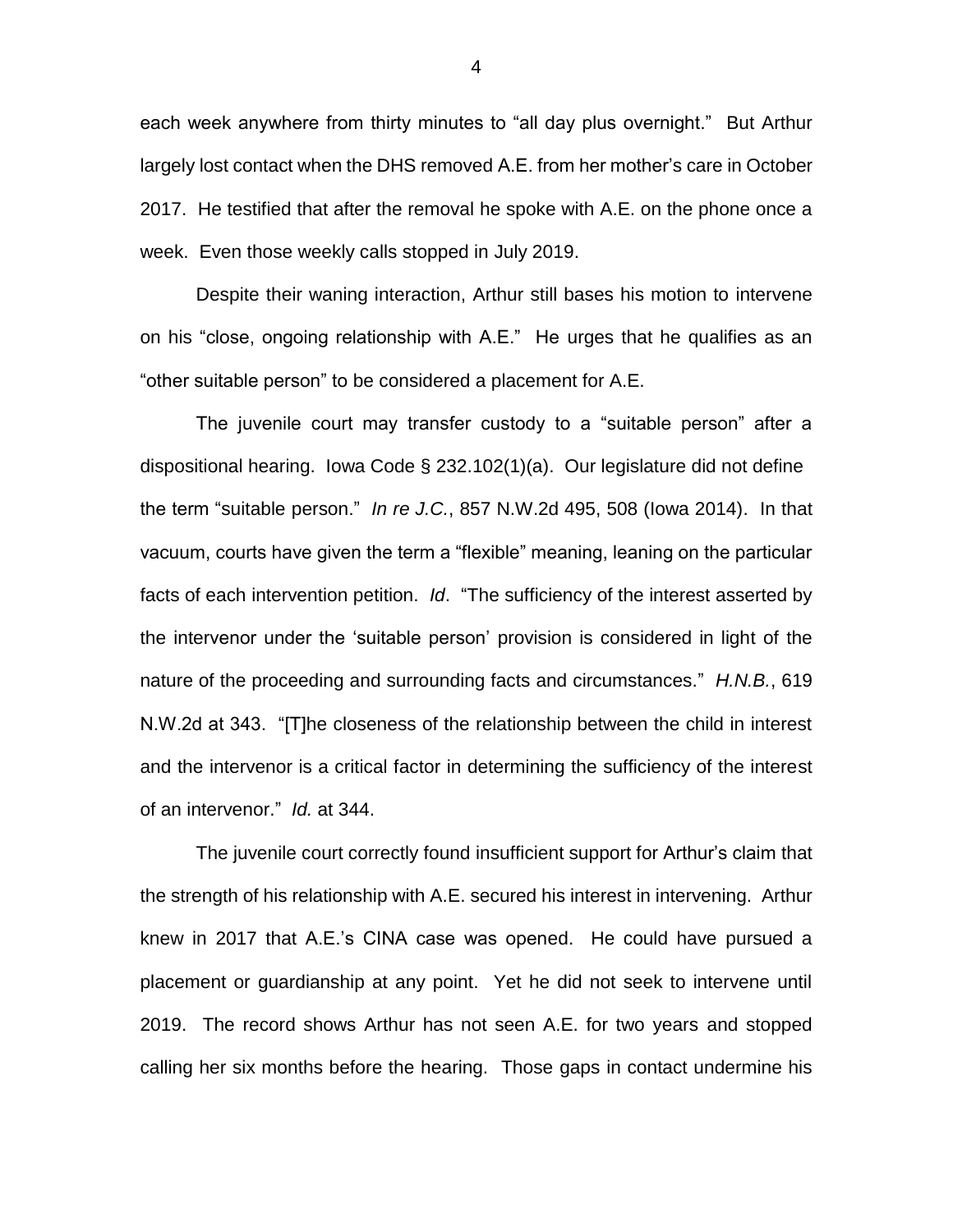each week anywhere from thirty minutes to "all day plus overnight." But Arthur largely lost contact when the DHS removed A.E. from her mother's care in October 2017. He testified that after the removal he spoke with A.E. on the phone once a week. Even those weekly calls stopped in July 2019.

Despite their waning interaction, Arthur still bases his motion to intervene on his "close, ongoing relationship with A.E." He urges that he qualifies as an "other suitable person" to be considered a placement for A.E.

The juvenile court may transfer custody to a "suitable person" after a dispositional hearing. Iowa Code § 232.102(1)(a). Our legislature did not define the term "suitable person." *In re J.C.*, 857 N.W.2d 495, 508 (Iowa 2014). In that vacuum, courts have given the term a "flexible" meaning, leaning on the particular facts of each intervention petition. *Id*. "The sufficiency of the interest asserted by the intervenor under the 'suitable person' provision is considered in light of the nature of the proceeding and surrounding facts and circumstances." *H.N.B.*, 619 N.W.2d at 343. "[T]he closeness of the relationship between the child in interest and the intervenor is a critical factor in determining the sufficiency of the interest of an intervenor." *Id.* at 344.

The juvenile court correctly found insufficient support for Arthur's claim that the strength of his relationship with A.E. secured his interest in intervening. Arthur knew in 2017 that A.E.'s CINA case was opened. He could have pursued a placement or guardianship at any point. Yet he did not seek to intervene until 2019. The record shows Arthur has not seen A.E. for two years and stopped calling her six months before the hearing. Those gaps in contact undermine his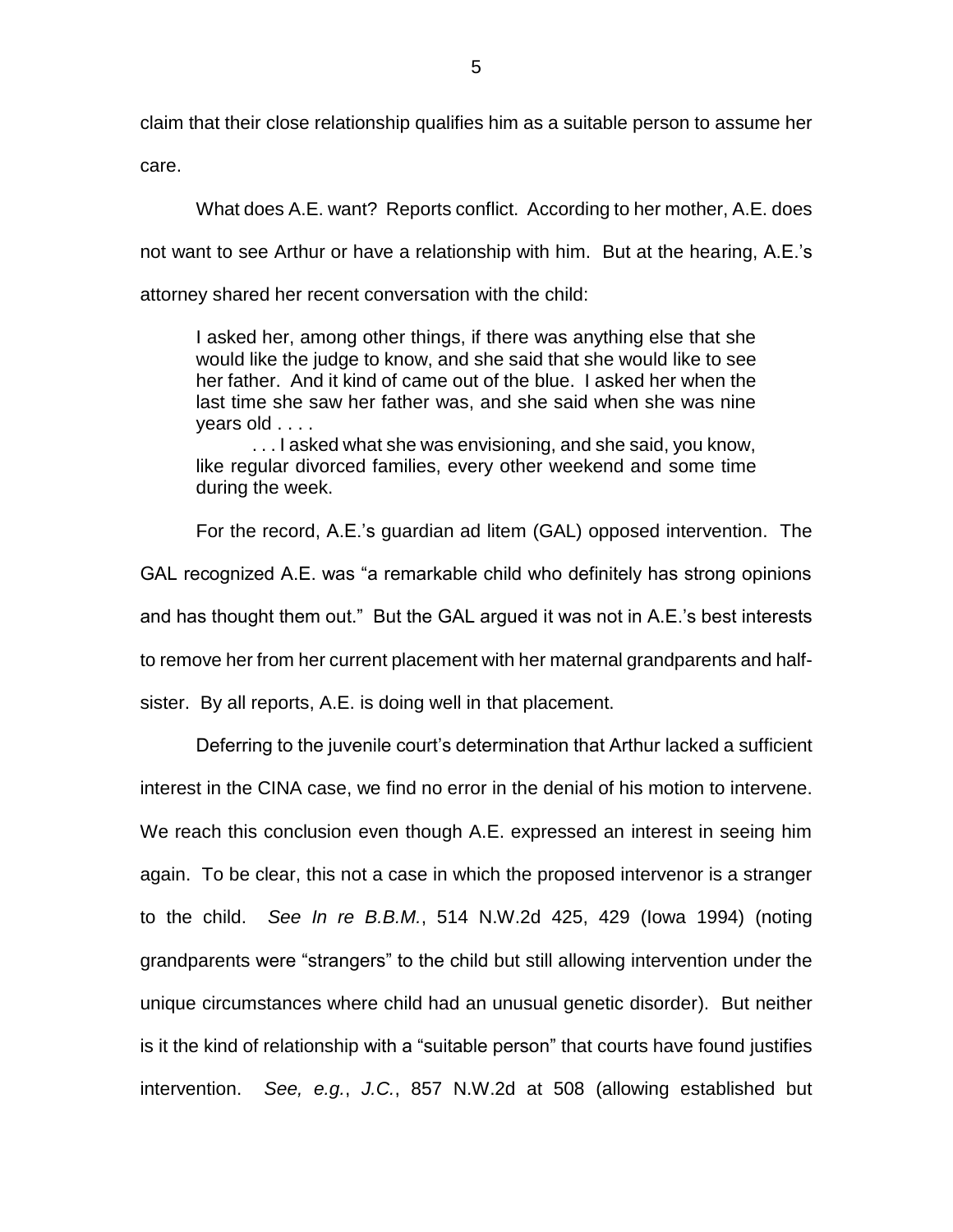claim that their close relationship qualifies him as a suitable person to assume her care.

What does A.E. want? Reports conflict. According to her mother, A.E. does not want to see Arthur or have a relationship with him. But at the hearing, A.E.'s attorney shared her recent conversation with the child:

> I asked her, among other things, if there was anything else that she would like the judge to know, and she said that she would like to see her father. And it kind of came out of the blue. I asked her when the last time she saw her father was, and she said when she was nine years old . . . .
>
> . . . I asked what she was envisioning, and she said, you know, like regular divorced families, every other weekend and some time during the week.

For the record, A.E.'s guardian ad litem (GAL) opposed intervention. The GAL recognized A.E. was "a remarkable child who definitely has strong opinions and has thought them out." But the GAL argued it was not in A.E.'s best interests to remove her from her current placement with her maternal grandparents and half-sister. By all reports, A.E. is doing well in that placement.

Deferring to the juvenile court's determination that Arthur lacked a sufficient interest in the CINA case, we find no error in the denial of his motion to intervene. We reach this conclusion even though A.E. expressed an interest in seeing him again. To be clear, this not a case in which the proposed intervenor is a stranger to the child. *See In re B.B.M.*, 514 N.W.2d 425, 429 (Iowa 1994) (noting grandparents were "strangers" to the child but still allowing intervention under the unique circumstances where child had an unusual genetic disorder). But neither is it the kind of relationship with a "suitable person" that courts have found justifies intervention. *See, e.g.*, *J.C.*, 857 N.W.2d at 508 (allowing established but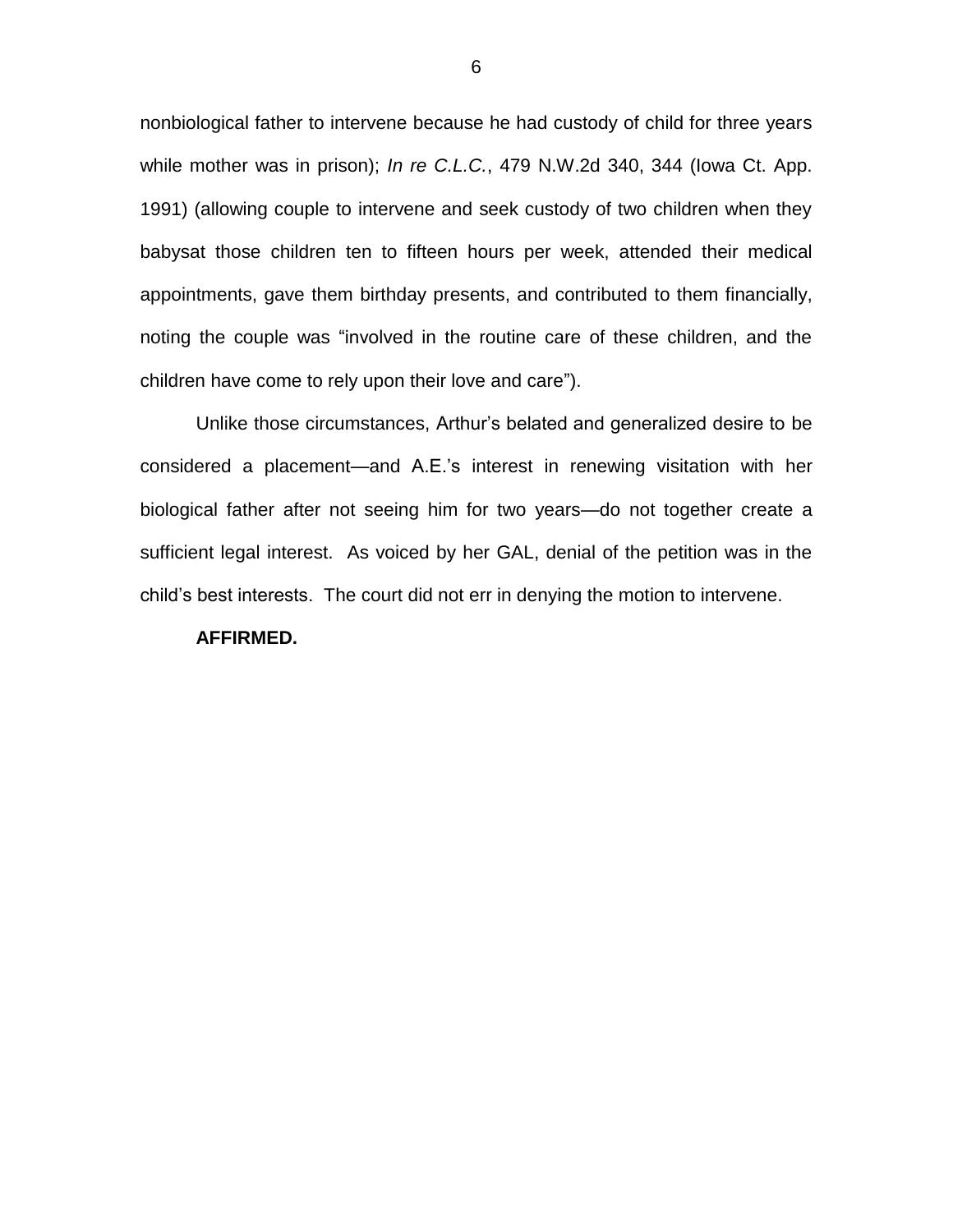nonbiological father to intervene because he had custody of child for three years while mother was in prison); *In re C.L.C.*, 479 N.W.2d 340, 344 (Iowa Ct. App. 1991) (allowing couple to intervene and seek custody of two children when they babysat those children ten to fifteen hours per week, attended their medical appointments, gave them birthday presents, and contributed to them financially, noting the couple was "involved in the routine care of these children, and the children have come to rely upon their love and care").

Unlike those circumstances, Arthur's belated and generalized desire to be considered a placement—and A.E.'s interest in renewing visitation with her biological father after not seeing him for two years—do not together create a sufficient legal interest. As voiced by her GAL, denial of the petition was in the child's best interests. The court did not err in denying the motion to intervene.

**AFFIRMED.**